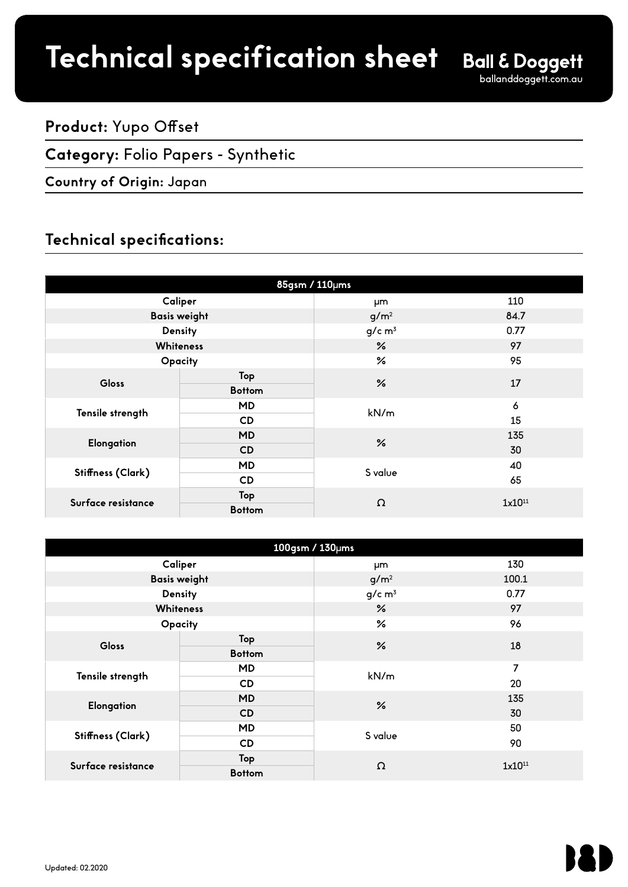# Technical specification sheet

**Ball & Doggett**
balland doggett.com.au

**Product:** Yupo Offset

**Category:** Folio Papers - Synthetic

**Country of Origin:** Japan

## Technical specifications:

| 85gsm / 110μms | | | |
|---|---|---|---|
| Caliper | | μm | 110 |
| Basis weight | | $g/m^2$ | 84.7 |
| Density | | $g/c\ m^3$ | 0.77 |
| Whiteness | | % | 97 |
| Opacity | | % | 95 |
| Gloss | Top | % | 17 |
| | Bottom | | |
| Tensile strength | MD | kN/m | 6 |
| | CD | | 15 |
| Elongation | MD | % | 135 |
| | CD | | 30 |
| Stiffness (Clark) | MD | S value | 40 |
| | CD | | 65 |
| Surface resistance | Top | Ω | $1x10^{11}$ |
| | Bottom | | |

| 100gsm / 130μms | | | |
|---|---|---|---|
| Caliper | | μm | 130 |
| Basis weight | | $g/m^2$ | 100.1 |
| Density | | $g/c\ m^3$ | 0.77 |
| Whiteness | | % | 97 |
| Opacity | | % | 96 |
| Gloss | Top | % | 18 |
| | Bottom | | |
| Tensile strength | MD | kN/m | 7 |
| | CD | | 20 |
| Elongation | MD | % | 135 |
| | CD | | 30 |
| Stiffness (Clark) | MD | S value | 50 |
| | CD | | 90 |
| Surface resistance | Top | Ω | $1x10^{11}$ |
| | Bottom | | |

Updated: 02.2020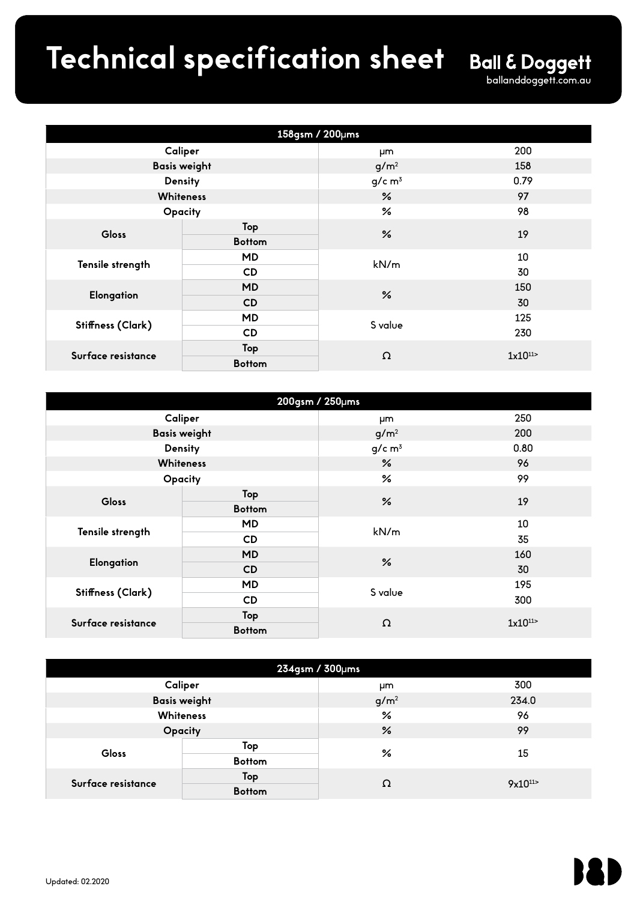# Technical specification sheet

**Ball & Doggett**
balland doggett.com.au

| 158gsm / 200µms | | | |
|---|---|---|---|
| Caliper | | µm | 200 |
| Basis weight | | g/m² | 158 |
| Density | | g/c m³ | 0.79 |
| Whiteness | | % | 97 |
| Opacity | | % | 98 |
| Gloss | Top | % | 19 |
| | Bottom | | |
| Tensile strength | MD | kN/m | 10 |
| | CD | | 30 |
| Elongation | MD | % | 150 |
| | CD | | 30 |
| Stiffness (Clark) | MD | S value | 125 |
| | CD | | 230 |
| Surface resistance | Top | Ω | $1x10^{11>}$ |
| | Bottom | | |

| 200gsm / 250µms | | | |
|---|---|---|---|
| Caliper | | µm | 250 |
| Basis weight | | g/m² | 200 |
| Density | | g/c m³ | 0.80 |
| Whiteness | | % | 96 |
| Opacity | | % | 99 |
| Gloss | Top | % | 19 |
| | Bottom | | |
| Tensile strength | MD | kN/m | 10 |
| | CD | | 35 |
| Elongation | MD | % | 160 |
| | CD | | 30 |
| Stiffness (Clark) | MD | S value | 195 |
| | CD | | 300 |
| Surface resistance | Top | Ω | $1x10^{11>}$ |
| | Bottom | | |

| 234gsm / 300µms | | | |
|---|---|---|---|
| Caliper | | µm | 300 |
| Basis weight | | g/m² | 234.0 |
| Whiteness | | % | 96 |
| Opacity | | % | 99 |
| Gloss | Top | % | 15 |
| | Bottom | | |
| Surface resistance | Top | Ω | $9x10^{11>}$ |
| | Bottom | | |

Updated: 02.2020